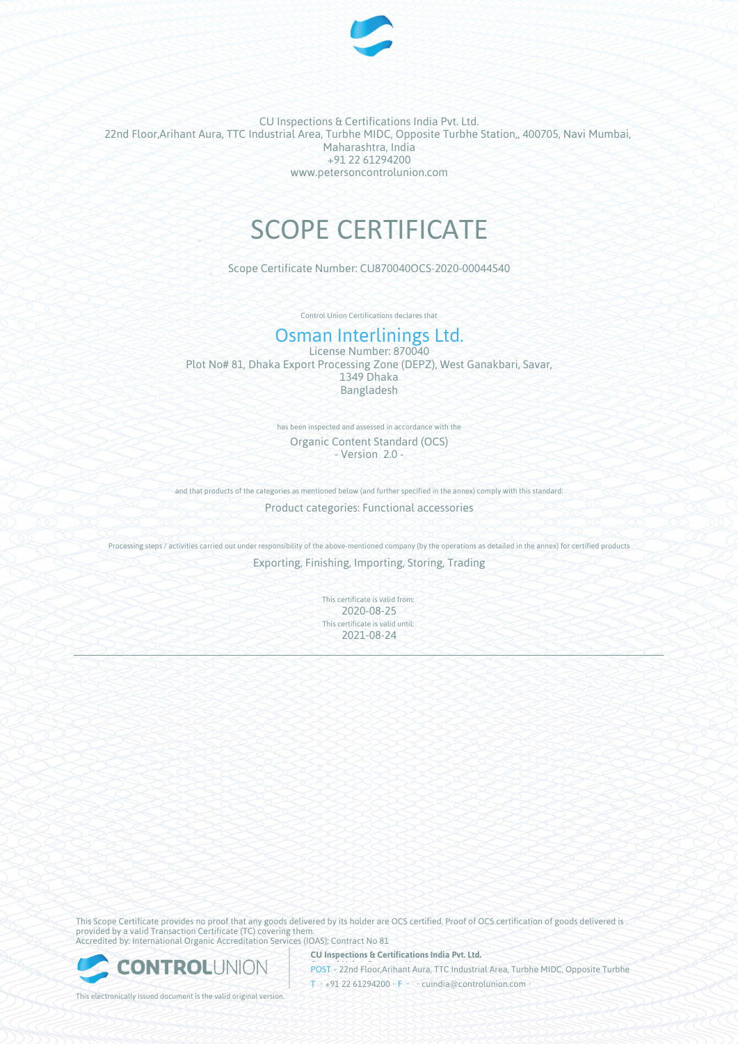CU Inspections & Certifications India Pvt. Ltd.
22nd Floor,Arihant Aura, TTC Industrial Area, Turbhe MIDC, Opposite Turbhe Station,, 400705, Navi Mumbai, Maharashtra, India
+91 22 61294200
www.petersoncontrolunion.com

# SCOPE CERTIFICATE

Scope Certificate Number: CU870040OCS-2020-00044540

Control Union Certifications declares that

## Osman Interlinings Ltd.

License Number: 870040
Plot No# 81, Dhaka Export Processing Zone (DEPZ), West Ganakbari, Savar,
1349 Dhaka
Bangladesh

has been inspected and assessed in accordance with the

Organic Content Standard (OCS)
- Version 2.0 -

and that products of the categories as mentioned below (and further specified in the annex) comply with this standard:

Product categories: Functional accessories

Processing steps / activities carried out under responsibility of the above-mentioned company (by the operations as detailed in the annex) for certified products

Exporting, Finishing, Importing, Storing, Trading

This certificate is valid from:
2020-08-25
This certificate is valid until:
2021-08-24

---

This Scope Certificate provides no proof that any goods delivered by its holder are OCS certified. Proof of OCS certification of goods delivered is provided by a valid Transaction Certificate (TC) covering them.
Accredited by: International Organic Accreditation Services (IOAS); Contract No 81

**CU Inspections & Certifications India Pvt. Ltd.**
POST • 22nd Floor,Arihant Aura, TTC Industrial Area, Turbhe MIDC, Opposite Turbhe
T • +91 22 61294200 • F • • cuindia@controlunion.com •

This electronically issued document is the valid original version.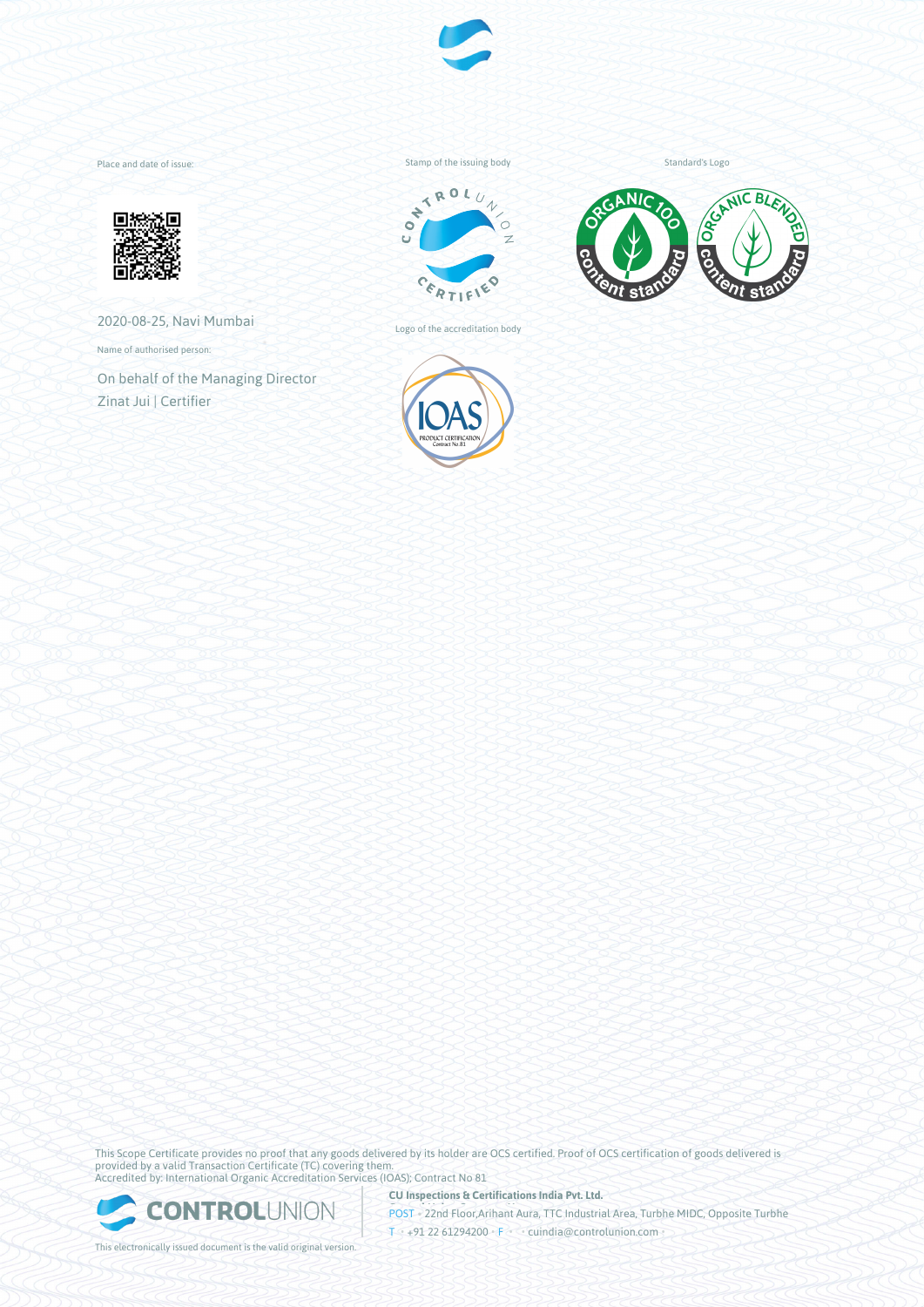Place and date of issue:

2020-08-25, Navi Mumbai

Name of authorised person:

On behalf of the Managing Director
Zinat Jui | Certifier

Stamp of the issuing body

Logo of the accreditation body

Standard's Logo

This Scope Certificate provides no proof that any goods delivered by its holder are OCS certified. Proof of OCS certification of goods delivered is provided by a valid Transaction Certificate (TC) covering them.
Accredited by: International Organic Accreditation Services (IOAS); Contract No 81

**CU Inspections & Certifications India Pvt. Ltd.**

POST • 22nd Floor,Arihant Aura, TTC Industrial Area, Turbhe MIDC, Opposite Turbhe

T • +91 22 61294200 • F • • cuindia@controlunion.com •

This electronically issued document is the valid original version.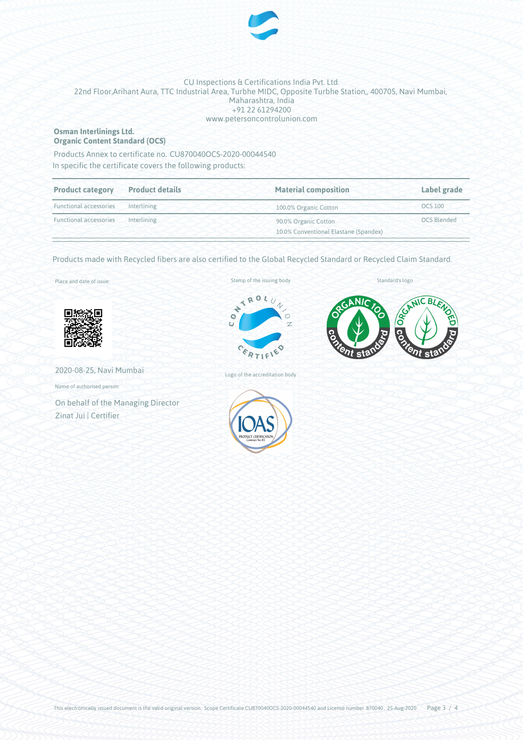CU Inspections & Certifications India Pvt. Ltd.
22nd Floor,Arihant Aura, TTC Industrial Area, Turbhe MIDC, Opposite Turbhe Station,, 400705, Navi Mumbai, Maharashtra, India
+91 22 61294200
www.petersoncontrolunion.com

**Osman Interlinings Ltd.**
**Organic Content Standard (OCS)**

Products Annex to certificate no. CU870040OCS-2020-00044540
In specific the certificate covers the following products:

| Product category | Product details | Material composition | Label grade |
|---|---|---|---|
| Functional accessories | Interlining | 100.0% Organic Cotton | OCS 100 |
| Functional accessories | Interlining | 90.0% Organic Cotton<br>10.0% Conventional Elastane (Spandex) | OCS Blended |

Products made with Recycled fibers are also certified to the Global Recycled Standard or Recycled Claim Standard.

Place and date of issue:

2020-08-25, Navi Mumbai

Name of authorised person:

On behalf of the Managing Director
Zinat Jui | Certifier

Stamp of the issuing body

Logo of the accreditation body

Standard's logo

This electronically issued document is the valid original version. Scope Certificate CU870040OCS-2020-00044540 and License number 870040, 25-Aug-2020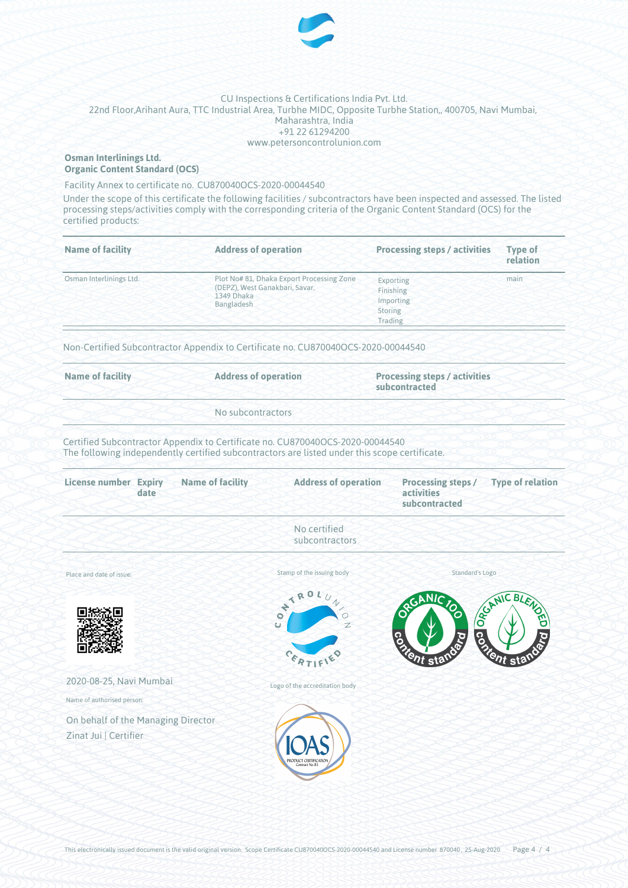CU Inspections & Certifications India Pvt. Ltd.
22nd Floor,Arihant Aura, TTC Industrial Area, Turbhe MIDC, Opposite Turbhe Station,, 400705, Navi Mumbai, Maharashtra, India
+91 22 61294200
www.petersoncontrolunion.com

**Osman Interlinings Ltd.**
**Organic Content Standard (OCS)**

Facility Annex to certificate no. CU870040OCS-2020-00044540

Under the scope of this certificate the following facilities / subcontractors have been inspected and assessed. The listed processing steps/activities comply with the corresponding criteria of the Organic Content Standard (OCS) for the certified products:

| Name of facility | Address of operation | Processing steps / activities | Type of relation |
|---|---|---|---|
| Osman Interlinings Ltd. | Plot No# 81, Dhaka Export Processing Zone (DEPZ), West Ganakbari, Savar, 1349 Dhaka Bangladesh | Exporting Finishing Importing Storing Trading | main |

Non-Certified Subcontractor Appendix to Certificate no. CU870040OCS-2020-00044540

| Name of facility | Address of operation | Processing steps / activities subcontracted |
|---|---|---|
| | No subcontractors | |

Certified Subcontractor Appendix to Certificate no. CU870040OCS-2020-00044540
The following independently certified subcontractors are listed under this scope certificate.

| License number | Expiry date | Name of facility | Address of operation | Processing steps / activities subcontracted | Type of relation |
|---|---|---|---|---|---|
| | | | No certified subcontractors | | |

Place and date of issue:

2020-08-25, Navi Mumbai

Name of authorised person:

On behalf of the Managing Director
Zinat Jui | Certifier

Stamp of the issuing body

Logo of the accreditation body

Standard's Logo

This electronically issued document is the valid original version. Scope Certificate CU870040OCS-2020-00044540 and License number 870040, 25-Aug-2020